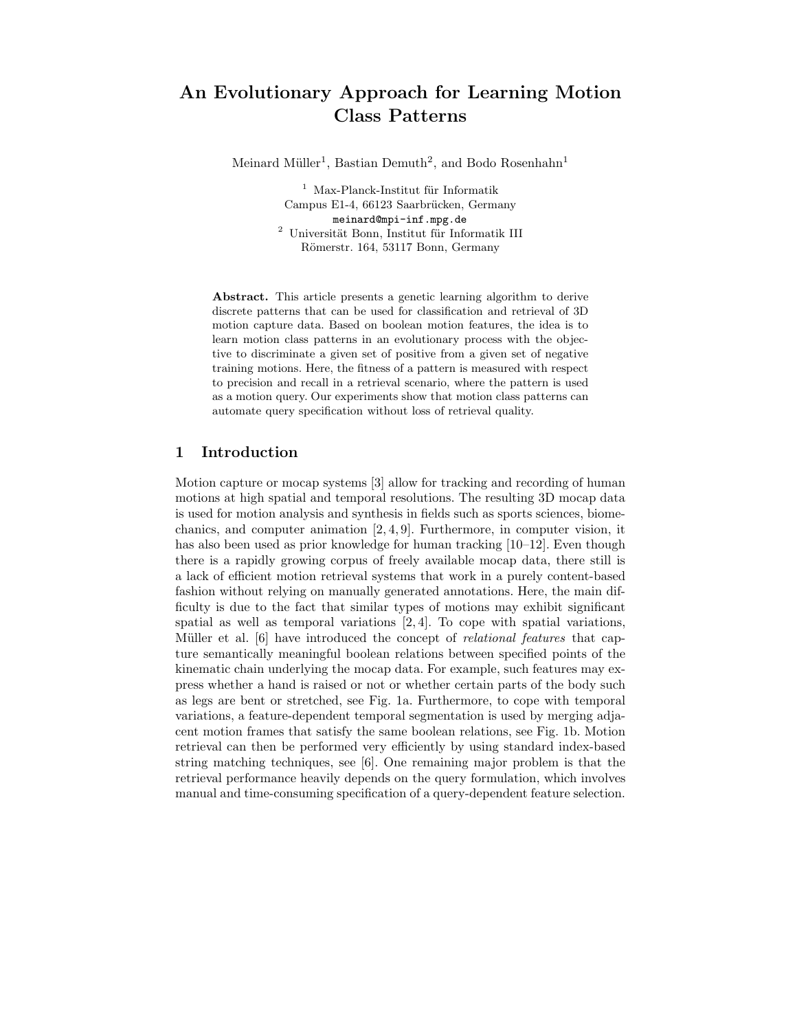# An Evolutionary Approach for Learning Motion Class Patterns

Meinard Müller[1], Bastian Demuth[2], and Bodo Rosenhahn[1]

[1] Max-Planck-Institut für Informatik
Campus E1-4, 66123 Saarbrücken, Germany
meinard@mpi-inf.mpg.de

[2] Universität Bonn, Institut für Informatik III
Römerstr. 164, 53117 Bonn, Germany

**Abstract.** This article presents a genetic learning algorithm to derive discrete patterns that can be used for classification and retrieval of 3D motion capture data. Based on boolean motion features, the idea is to learn motion class patterns in an evolutionary process with the objective to discriminate a given set of positive from a given set of negative training motions. Here, the fitness of a pattern is measured with respect to precision and recall in a retrieval scenario, where the pattern is used as a motion query. Our experiments show that motion class patterns can automate query specification without loss of retrieval quality.

## 1 Introduction

Motion capture or mocap systems [3] allow for tracking and recording of human motions at high spatial and temporal resolutions. The resulting 3D mocap data is used for motion analysis and synthesis in fields such as sports sciences, biomechanics, and computer animation [2, 4, 9]. Furthermore, in computer vision, it has also been used as prior knowledge for human tracking [10–12]. Even though there is a rapidly growing corpus of freely available mocap data, there still is a lack of efficient motion retrieval systems that work in a purely content-based fashion without relying on manually generated annotations. Here, the main difficulty is due to the fact that similar types of motions may exhibit significant spatial as well as temporal variations [2, 4]. To cope with spatial variations, Müller et al. [6] have introduced the concept of *relational features* that capture semantically meaningful boolean relations between specified points of the kinematic chain underlying the mocap data. For example, such features may express whether a hand is raised or not or whether certain parts of the body such as legs are bent or stretched, see Fig. 1a. Furthermore, to cope with temporal variations, a feature-dependent temporal segmentation is used by merging adjacent motion frames that satisfy the same boolean relations, see Fig. 1b. Motion retrieval can then be performed very efficiently by using standard index-based string matching techniques, see [6]. One remaining major problem is that the retrieval performance heavily depends on the query formulation, which involves manual and time-consuming specification of a query-dependent feature selection.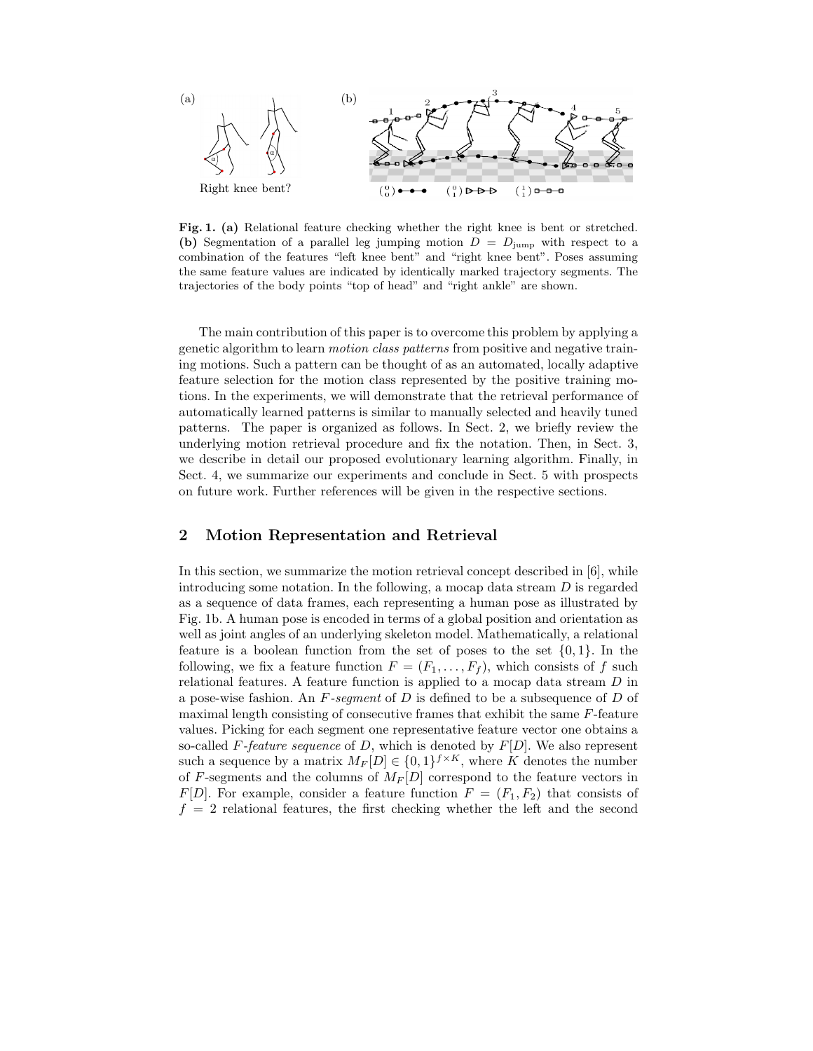**Fig. 1. (a)** Relational feature checking whether the right knee is bent or stretched. **(b)** Segmentation of a parallel leg jumping motion $D = D_{\text{jump}}$ with respect to a combination of the features "left knee bent" and "right knee bent". Poses assuming the same feature values are indicated by identically marked trajectory segments. The trajectories of the body points "top of head" and "right ankle" are shown.

The main contribution of this paper is to overcome this problem by applying a genetic algorithm to learn *motion class patterns* from positive and negative training motions. Such a pattern can be thought of as an automated, locally adaptive feature selection for the motion class represented by the positive training motions. In the experiments, we will demonstrate that the retrieval performance of automatically learned patterns is similar to manually selected and heavily tuned patterns. The paper is organized as follows. In Sect. 2, we briefly review the underlying motion retrieval procedure and fix the notation. Then, in Sect. 3, we describe in detail our proposed evolutionary learning algorithm. Finally, in Sect. 4, we summarize our experiments and conclude in Sect. 5 with prospects on future work. Further references will be given in the respective sections.

## 2 Motion Representation and Retrieval

In this section, we summarize the motion retrieval concept described in [6], while introducing some notation. In the following, a mocap data stream $D$ is regarded as a sequence of data frames, each representing a human pose as illustrated by Fig. 1b. A human pose is encoded in terms of a global position and orientation as well as joint angles of an underlying skeleton model. Mathematically, a relational feature is a boolean function from the set of poses to the set $\{0, 1\}$. In the following, we fix a feature function $F = (F_1, \ldots, F_f)$, which consists of $f$ such relational features. A feature function is applied to a mocap data stream $D$ in a pose-wise fashion. An *F-segment* of $D$ is defined to be a subsequence of $D$ of maximal length consisting of consecutive frames that exhibit the same $F$-feature values. Picking for each segment one representative feature vector one obtains a so-called *F-feature sequence* of $D$, which is denoted by $F[D]$. We also represent such a sequence by a matrix $M_F[D] \in \{0, 1\}^{f \times K}$, where $K$ denotes the number of $F$-segments and the columns of $M_F[D]$ correspond to the feature vectors in $F[D]$. For example, consider a feature function $F = (F_1, F_2)$ that consists of $f = 2$ relational features, the first checking whether the left and the second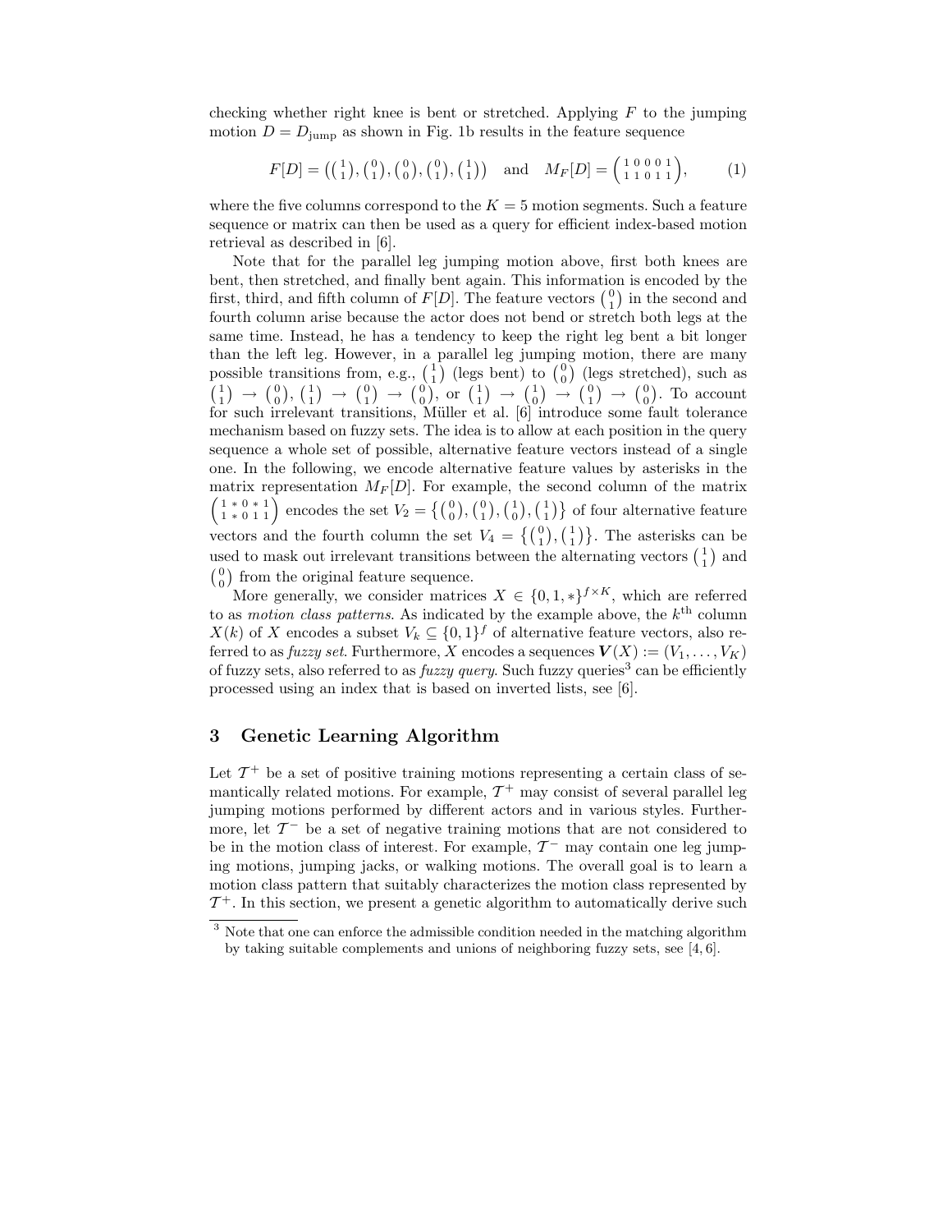checking whether right knee is bent or stretched. Applying $F$ to the jumping motion $D = D_{\mathrm{jump}}$ as shown in Fig. 1b results in the feature sequence

$$F[D] = \left(\binom{1}{1}, \binom{0}{1}, \binom{0}{0}, \binom{0}{1}, \binom{1}{1}\right) \quad \text{and} \quad M_F[D] = \begin{pmatrix} 1 & 0 & 0 & 0 & 1 \\ 1 & 1 & 0 & 1 & 1 \end{pmatrix}, \tag{1}$$

where the five columns correspond to the $K = 5$ motion segments. Such a feature sequence or matrix can then be used as a query for efficient index-based motion retrieval as described in [6].

Note that for the parallel leg jumping motion above, first both knees are bent, then stretched, and finally bent again. This information is encoded by the first, third, and fifth column of $F[D]$. The feature vectors $\binom{0}{1}$ in the second and fourth column arise because the actor does not bend or stretch both legs at the same time. Instead, he has a tendency to keep the right leg bent a bit longer than the left leg. However, in a parallel leg jumping motion, there are many possible transitions from, e.g., $\binom{1}{1}$ (legs bent) to $\binom{0}{0}$ (legs stretched), such as $\binom{1}{1} \to \binom{0}{0}$, $\binom{1}{1} \to \binom{0}{1} \to \binom{0}{0}$, or $\binom{1}{1} \to \binom{1}{0} \to \binom{0}{1} \to \binom{0}{0}$. To account for such irrelevant transitions, Müller et al. [6] introduce some fault tolerance mechanism based on fuzzy sets. The idea is to allow at each position in the query sequence a whole set of possible, alternative feature vectors instead of a single one. In the following, we encode alternative feature values by asterisks in the matrix representation $M_F[D]$. For example, the second column of the matrix $\begin{pmatrix} 1 & * & 0 & * & 1 \\ 1 & * & 0 & 1 & 1 \end{pmatrix}$ encodes the set $V_2 = \left\{\binom{0}{0}, \binom{0}{1}, \binom{1}{0}, \binom{1}{1}\right\}$ of four alternative feature vectors and the fourth column the set $V_4 = \left\{\binom{0}{1}, \binom{1}{1}\right\}$. The asterisks can be used to mask out irrelevant transitions between the alternating vectors $\binom{1}{1}$ and $\binom{0}{0}$ from the original feature sequence.

More generally, we consider matrices $X \in \{0, 1, *\}^{f \times K}$, which are referred to as *motion class patterns*. As indicated by the example above, the $k^{\text{th}}$ column $X(k)$ of $X$ encodes a subset $V_k \subseteq \{0,1\}^f$ of alternative feature vectors, also referred to as *fuzzy set*. Furthermore, $X$ encodes a sequences $\boldsymbol{V}(X) := (V_1, \ldots, V_K)$ of fuzzy sets, also referred to as *fuzzy query*. Such fuzzy queries[3] can be efficiently processed using an index that is based on inverted lists, see [6].

## 3 Genetic Learning Algorithm

Let $\mathcal{T}^+$ be a set of positive training motions representing a certain class of semantically related motions. For example, $\mathcal{T}^+$ may consist of several parallel leg jumping motions performed by different actors and in various styles. Furthermore, let $\mathcal{T}^-$ be a set of negative training motions that are not considered to be in the motion class of interest. For example, $\mathcal{T}^-$ may contain one leg jumping motions, jumping jacks, or walking motions. The overall goal is to learn a motion class pattern that suitably characterizes the motion class represented by $\mathcal{T}^+$. In this section, we present a genetic algorithm to automatically derive such

[3] Note that one can enforce the admissible condition needed in the matching algorithm by taking suitable complements and unions of neighboring fuzzy sets, see [4, 6].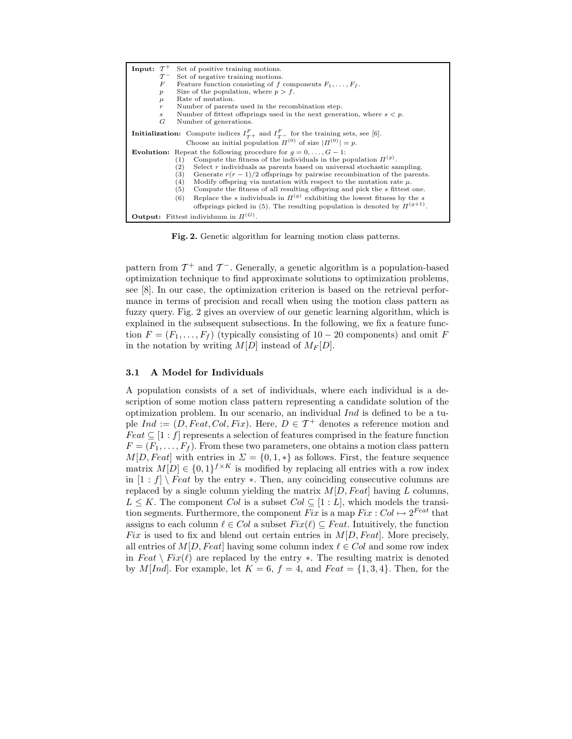**Input:**

| | |
|---|---|
| $\mathcal{T}^+$ | Set of positive training motions. |
| $\mathcal{T}^-$ | Set of negative training motions. |
| $F$ | Feature function consisting of $f$ components $F_1, \ldots, F_f$. |
| $p$ | Size of the population, where $p > f$. |
| $\mu$ | Rate of mutation. |
| $r$ | Number of parents used in the recombination step. |
| $s$ | Number of fittest offsprings used in the next generation, where $s < p$. |
| $G$ | Number of generations. |

**Initialization:** Compute indices $I^F_{\mathcal{T}^+}$ and $I^F_{\mathcal{T}^-}$ for the training sets, see [6].
Choose an initial population $\Pi^{(0)}$ of size $|\Pi^{(0)}| = p$.

**Evolution:** Repeat the following procedure for $g = 0, \ldots, G-1$:

(1) Compute the fitness of the individuals in the population $\Pi^{(g)}$.
(2) Select $r$ individuals as parents based on universal stochastic sampling.
(3) Generate $r(r-1)/2$ offsprings by pairwise recombination of the parents.
(4) Modify offspring via mutation with respect to the mutation rate $\mu$.
(5) Compute the fitness of all resulting offspring and pick the $s$ fittest one.
(6) Replace the $s$ individuals in $\Pi^{(g)}$ exhibiting the lowest fitness by the $s$ offsprings picked in (5). The resulting population is denoted by $\Pi^{(g+1)}$.

**Output:** Fittest individuum in $\Pi^{(G)}$.

**Fig. 2.** Genetic algorithm for learning motion class patterns.

pattern from $\mathcal{T}^+$ and $\mathcal{T}^-$. Generally, a genetic algorithm is a population-based optimization technique to find approximate solutions to optimization problems, see [8]. In our case, the optimization criterion is based on the retrieval performance in terms of precision and recall when using the motion class pattern as fuzzy query. Fig. 2 gives an overview of our genetic learning algorithm, which is explained in the subsequent subsections. In the following, we fix a feature function $F = (F_1, \ldots, F_f)$ (typically consisting of $10-20$ components) and omit $F$ in the notation by writing $M[D]$ instead of $M_F[D]$.

### 3.1 A Model for Individuals

A population consists of a set of individuals, where each individual is a description of some motion class pattern representing a candidate solution of the optimization problem. In our scenario, an individual $Ind$ is defined to be a tuple $Ind := (D, Feat, Col, Fix)$. Here, $D \in \mathcal{T}^+$ denotes a reference motion and $Feat \subseteq [1:f]$ represents a selection of features comprised in the feature function $F = (F_1, \ldots, F_f)$. From these two parameters, one obtains a motion class pattern $M[D, Feat]$ with entries in $\Sigma = \{0, 1, *\}$ as follows. First, the feature sequence matrix $M[D] \in \{0,1\}^{f \times K}$ is modified by replacing all entries with a row index in $[1:f] \setminus Feat$ by the entry $*$. Then, any coinciding consecutive columns are replaced by a single column yielding the matrix $M[D, Feat]$ having $L$ columns, $L \leq K$. The component $Col$ is a subset $Col \subseteq [1:L]$, which models the transition segments. Furthermore, the component $Fix$ is a map $Fix : Col \mapsto 2^{Feat}$ that assigns to each column $\ell \in Col$ a subset $Fix(\ell) \subseteq Feat$. Intuitively, the function $Fix$ is used to fix and blend out certain entries in $M[D, Feat]$. More precisely, all entries of $M[D, Feat]$ having some column index $\ell \in Col$ and some row index in $Feat \setminus Fix(\ell)$ are replaced by the entry $*$. The resulting matrix is denoted by $M[Ind]$. For example, let $K = 6$, $f = 4$, and $Feat = \{1, 3, 4\}$. Then, for the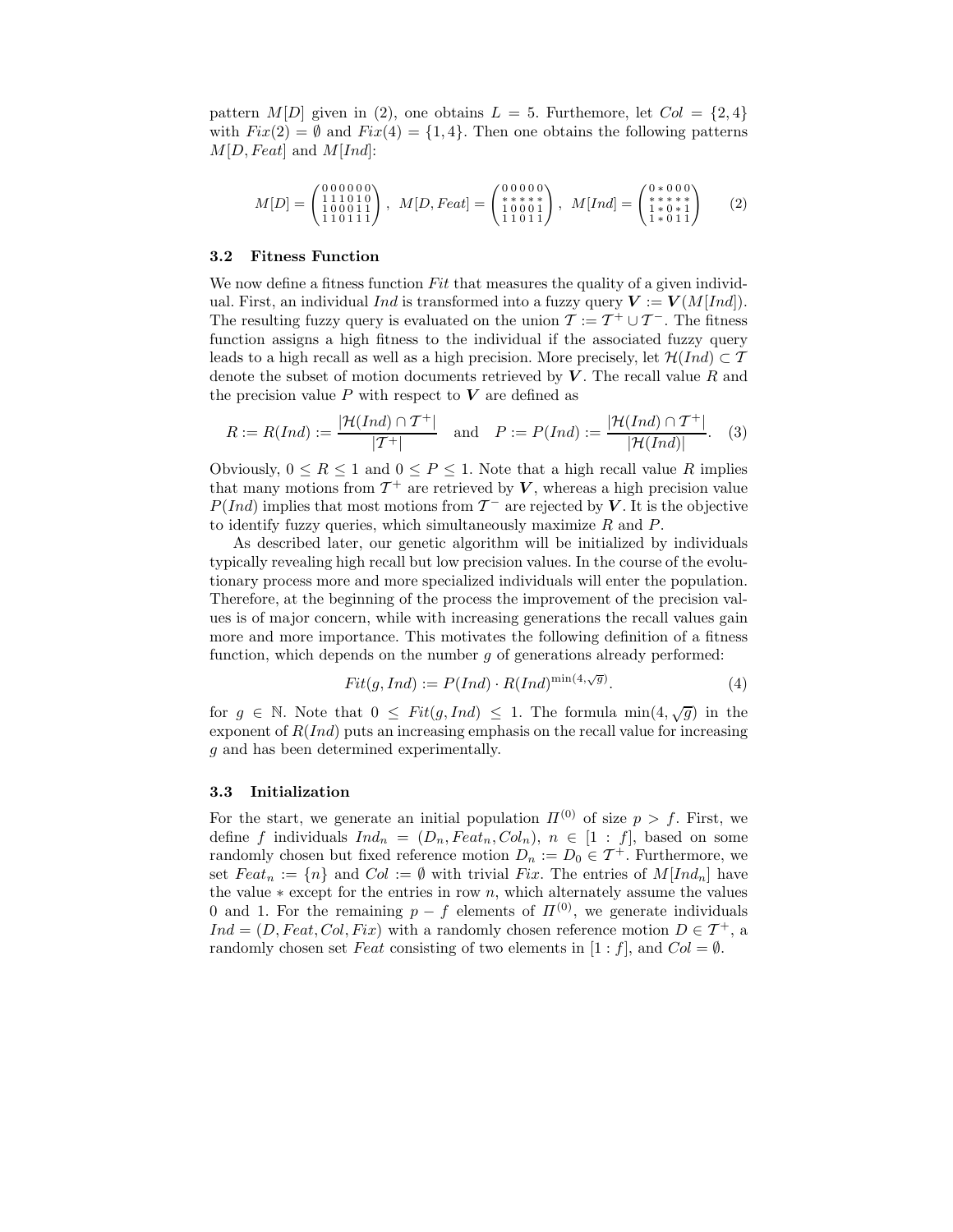pattern $M[D]$ given in (2), one obtains $L = 5$. Furthermore, let $Col = \{2, 4\}$ with $Fix(2) = \emptyset$ and $Fix(4) = \{1, 4\}$. Then one obtains the following patterns $M[D, Feat]$ and $M[Ind]$:

$$M[D] = \begin{pmatrix} 0\,0\,0\,0\,0\,0 \\ 1\,1\,1\,0\,1\,0 \\ 1\,0\,0\,0\,1\,1 \\ 1\,1\,0\,1\,1\,1 \end{pmatrix}, \ M[D, Feat] = \begin{pmatrix} 0\,0\,0\,0\,0 \\ *\,*\,*\,*\,* \\ 1\,0\,0\,0\,1 \\ 1\,1\,0\,1\,1 \end{pmatrix}, \ M[Ind] = \begin{pmatrix} 0\,*\,0\,0\,0 \\ *\,*\,*\,*\,* \\ 1\,*\,0\,*\,1 \\ 1\,*\,0\,1\,1 \end{pmatrix} \tag{2}$$

### 3.2 Fitness Function

We now define a fitness function $Fit$ that measures the quality of a given individual. First, an individual $Ind$ is transformed into a fuzzy query $\boldsymbol{V} := \boldsymbol{V}(M[Ind])$. The resulting fuzzy query is evaluated on the union $\mathcal{T} := \mathcal{T}^+ \cup \mathcal{T}^-$. The fitness function assigns a high fitness to the individual if the associated fuzzy query leads to a high recall as well as a high precision. More precisely, let $\mathcal{H}(Ind) \subset \mathcal{T}$ denote the subset of motion documents retrieved by $\boldsymbol{V}$. The recall value $R$ and the precision value $P$ with respect to $\boldsymbol{V}$ are defined as

$$R := R(Ind) := \frac{|\mathcal{H}(Ind) \cap \mathcal{T}^+|}{|\mathcal{T}^+|} \quad \text{and} \quad P := P(Ind) := \frac{|\mathcal{H}(Ind) \cap \mathcal{T}^+|}{|\mathcal{H}(Ind)|}. \tag{3}$$

Obviously, $0 \leq R \leq 1$ and $0 \leq P \leq 1$. Note that a high recall value $R$ implies that many motions from $\mathcal{T}^+$ are retrieved by $\boldsymbol{V}$, whereas a high precision value $P(Ind)$ implies that most motions from $\mathcal{T}^-$ are rejected by $\boldsymbol{V}$. It is the objective to identify fuzzy queries, which simultaneously maximize $R$ and $P$.

As described later, our genetic algorithm will be initialized by individuals typically revealing high recall but low precision values. In the course of the evolutionary process more and more specialized individuals will enter the population. Therefore, at the beginning of the process the improvement of the precision values is of major concern, while with increasing generations the recall values gain more and more importance. This motivates the following definition of a fitness function, which depends on the number $g$ of generations already performed:

$$Fit(g, Ind) := P(Ind) \cdot R(Ind)^{\min(4, \sqrt{g})}. \tag{4}$$

for $g \in \mathbb{N}$. Note that $0 \leq Fit(g, Ind) \leq 1$. The formula $\min(4, \sqrt{g})$ in the exponent of $R(Ind)$ puts an increasing emphasis on the recall value for increasing $g$ and has been determined experimentally.

### 3.3 Initialization

For the start, we generate an initial population $\Pi^{(0)}$ of size $p > f$. First, we define $f$ individuals $Ind_n = (D_n, Feat_n, Col_n)$, $n \in [1 : f]$, based on some randomly chosen but fixed reference motion $D_n := D_0 \in \mathcal{T}^+$. Furthermore, we set $Feat_n := \{n\}$ and $Col := \emptyset$ with trivial $Fix$. The entries of $M[Ind_n]$ have the value $*$ except for the entries in row $n$, which alternately assume the values 0 and 1. For the remaining $p - f$ elements of $\Pi^{(0)}$, we generate individuals $Ind = (D, Feat, Col, Fix)$ with a randomly chosen reference motion $D \in \mathcal{T}^+$, a randomly chosen set $Feat$ consisting of two elements in $[1 : f]$, and $Col = \emptyset$.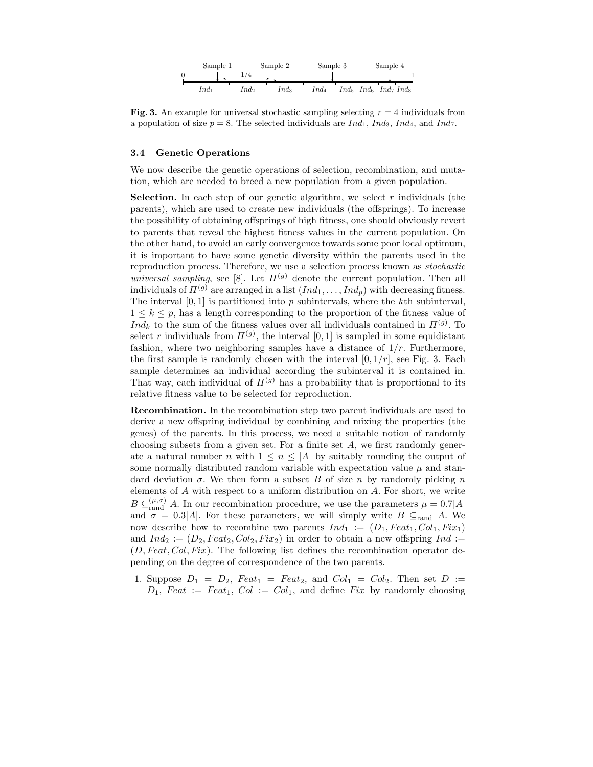Fig. 3. An example for universal stochastic sampling selecting $r = 4$ individuals from a population of size $p = 8$. The selected individuals are $Ind_1$, $Ind_3$, $Ind_4$, and $Ind_7$.

### 3.4 Genetic Operations

We now describe the genetic operations of selection, recombination, and mutation, which are needed to breed a new population from a given population.

**Selection.** In each step of our genetic algorithm, we select $r$ individuals (the parents), which are used to create new individuals (the offsprings). To increase the possibility of obtaining offsprings of high fitness, one should obviously revert to parents that reveal the highest fitness values in the current population. On the other hand, to avoid an early convergence towards some poor local optimum, it is important to have some genetic diversity within the parents used in the reproduction process. Therefore, we use a selection process known as *stochastic universal sampling*, see [8]. Let $\Pi^{(g)}$ denote the current population. Then all individuals of $\Pi^{(g)}$ are arranged in a list $(Ind_1, \ldots, Ind_p)$ with decreasing fitness. The interval $[0, 1]$ is partitioned into $p$ subintervals, where the $k$th subinterval, $1 \leq k \leq p$, has a length corresponding to the proportion of the fitness value of $Ind_k$ to the sum of the fitness values over all individuals contained in $\Pi^{(g)}$. To select $r$ individuals from $\Pi^{(g)}$, the interval $[0, 1]$ is sampled in some equidistant fashion, where two neighboring samples have a distance of $1/r$. Furthermore, the first sample is randomly chosen with the interval $[0, 1/r]$, see Fig. 3. Each sample determines an individual according the subinterval it is contained in. That way, each individual of $\Pi^{(g)}$ has a probability that is proportional to its relative fitness value to be selected for reproduction.

**Recombination.** In the recombination step two parent individuals are used to derive a new offspring individual by combining and mixing the properties (the genes) of the parents. In this process, we need a suitable notion of randomly choosing subsets from a given set. For a finite set $A$, we first randomly generate a natural number $n$ with $1 \leq n \leq |A|$ by suitably rounding the output of some normally distributed random variable with expectation value $\mu$ and standard deviation $\sigma$. We then form a subset $B$ of size $n$ by randomly picking $n$ elements of $A$ with respect to a uniform distribution on $A$. For short, we write $B \subseteq_{\text{rand}}^{(\mu,\sigma)} A$. In our recombination procedure, we use the parameters $\mu = 0.7|A|$ and $\sigma = 0.3|A|$. For these parameters, we will simply write $B \subseteq_{\text{rand}} A$. We now describe how to recombine two parents $Ind_1 := (D_1, Feat_1, Col_1, Fix_1)$ and $Ind_2 := (D_2, Feat_2, Col_2, Fix_2)$ in order to obtain a new offspring $Ind := (D, Feat, Col, Fix)$. The following list defines the recombination operator depending on the degree of correspondence of the two parents.

1. Suppose $D_1 = D_2$, $Feat_1 = Feat_2$, and $Col_1 = Col_2$. Then set $D := D_1$, $Feat := Feat_1$, $Col := Col_1$, and define $Fix$ by randomly choosing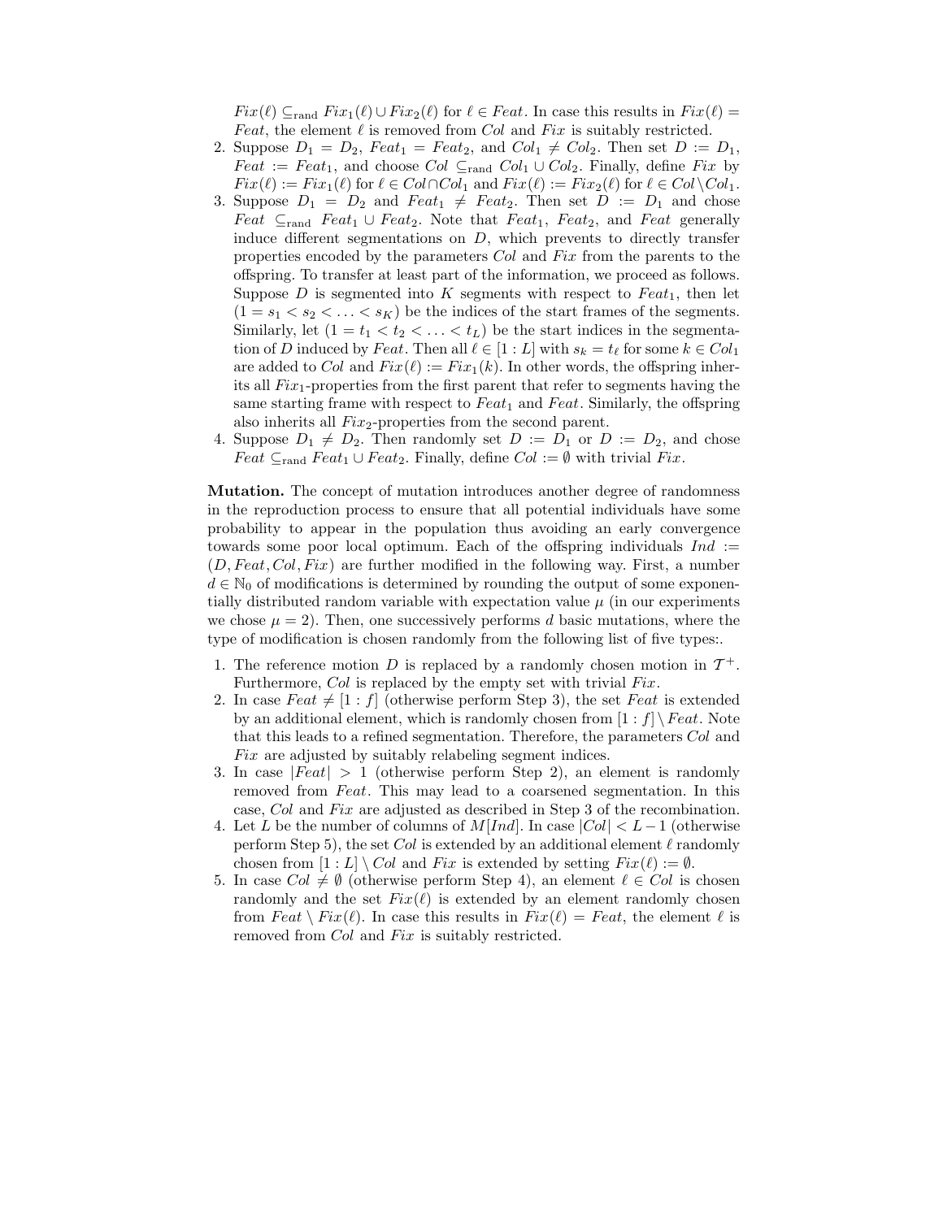$Fix(\ell) \subseteq_{\text{rand}} Fix_1(\ell) \cup Fix_2(\ell)$ for $\ell \in Feat$. In case this results in $Fix(\ell) = Feat$, the element $\ell$ is removed from $Col$ and $Fix$ is suitably restricted.

2. Suppose $D_1 = D_2$, $Feat_1 = Feat_2$, and $Col_1 \neq Col_2$. Then set $D := D_1$, $Feat := Feat_1$, and choose $Col \subseteq_{\text{rand}} Col_1 \cup Col_2$. Finally, define $Fix$ by $Fix(\ell) := Fix_1(\ell)$ for $\ell \in Col \cap Col_1$ and $Fix(\ell) := Fix_2(\ell)$ for $\ell \in Col \setminus Col_1$.
3. Suppose $D_1 = D_2$ and $Feat_1 \neq Feat_2$. Then set $D := D_1$ and chose $Feat \subseteq_{\text{rand}} Feat_1 \cup Feat_2$. Note that $Feat_1$, $Feat_2$, and $Feat$ generally induce different segmentations on $D$, which prevents to directly transfer properties encoded by the parameters $Col$ and $Fix$ from the parents to the offspring. To transfer at least part of the information, we proceed as follows. Suppose $D$ is segmented into $K$ segments with respect to $Feat_1$, then let $(1 = s_1 < s_2 < \ldots < s_K)$ be the indices of the start frames of the segments. Similarly, let $(1 = t_1 < t_2 < \ldots < t_L)$ be the start indices in the segmentation of $D$ induced by $Feat$. Then all $\ell \in [1:L]$ with $s_k = t_\ell$ for some $k \in Col_1$ are added to $Col$ and $Fix(\ell) := Fix_1(k)$. In other words, the offspring inherits all $Fix_1$-properties from the first parent that refer to segments having the same starting frame with respect to $Feat_1$ and $Feat$. Similarly, the offspring also inherits all $Fix_2$-properties from the second parent.
4. Suppose $D_1 \neq D_2$. Then randomly set $D := D_1$ or $D := D_2$, and chose $Feat \subseteq_{\text{rand}} Feat_1 \cup Feat_2$. Finally, define $Col := \emptyset$ with trivial $Fix$.

**Mutation.** The concept of mutation introduces another degree of randomness in the reproduction process to ensure that all potential individuals have some probability to appear in the population thus avoiding an early convergence towards some poor local optimum. Each of the offspring individuals $Ind := (D, Feat, Col, Fix)$ are further modified in the following way. First, a number $d \in \mathbb{N}_0$ of modifications is determined by rounding the output of some exponentially distributed random variable with expectation value $\mu$ (in our experiments we chose $\mu = 2$). Then, one successively performs $d$ basic mutations, where the type of modification is chosen randomly from the following list of five types:.

1. The reference motion $D$ is replaced by a randomly chosen motion in $\mathcal{T}^+$. Furthermore, $Col$ is replaced by the empty set with trivial $Fix$.
2. In case $Feat \neq [1:f]$ (otherwise perform Step 3), the set $Feat$ is extended by an additional element, which is randomly chosen from $[1:f] \setminus Feat$. Note that this leads to a refined segmentation. Therefore, the parameters $Col$ and $Fix$ are adjusted by suitably relabeling segment indices.
3. In case $|Feat| > 1$ (otherwise perform Step 2), an element is randomly removed from $Feat$. This may lead to a coarsened segmentation. In this case, $Col$ and $Fix$ are adjusted as described in Step 3 of the recombination.
4. Let $L$ be the number of columns of $M[Ind]$. In case $|Col| < L - 1$ (otherwise perform Step 5), the set $Col$ is extended by an additional element $\ell$ randomly chosen from $[1:L] \setminus Col$ and $Fix$ is extended by setting $Fix(\ell) := \emptyset$.
5. In case $Col \neq \emptyset$ (otherwise perform Step 4), an element $\ell \in Col$ is chosen randomly and the set $Fix(\ell)$ is extended by an element randomly chosen from $Feat \setminus Fix(\ell)$. In case this results in $Fix(\ell) = Feat$, the element $\ell$ is removed from $Col$ and $Fix$ is suitably restricted.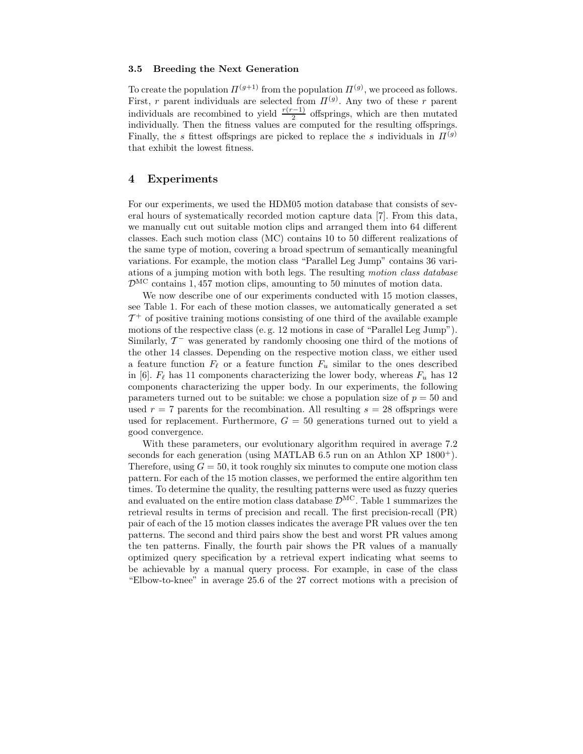### 3.5 Breeding the Next Generation

To create the population $\Pi^{(g+1)}$ from the population $\Pi^{(g)}$, we proceed as follows. First, $r$ parent individuals are selected from $\Pi^{(g)}$. Any two of these $r$ parent individuals are recombined to yield $\frac{r(r-1)}{2}$ offsprings, which are then mutated individually. Then the fitness values are computed for the resulting offsprings. Finally, the $s$ fittest offsprings are picked to replace the $s$ individuals in $\Pi^{(g)}$ that exhibit the lowest fitness.

## 4 Experiments

For our experiments, we used the HDM05 motion database that consists of several hours of systematically recorded motion capture data [7]. From this data, we manually cut out suitable motion clips and arranged them into 64 different classes. Each such motion class (MC) contains 10 to 50 different realizations of the same type of motion, covering a broad spectrum of semantically meaningful variations. For example, the motion class "Parallel Leg Jump" contains 36 variations of a jumping motion with both legs. The resulting *motion class database* $\mathcal{D}^{\mathrm{MC}}$ contains 1,457 motion clips, amounting to 50 minutes of motion data.

We now describe one of our experiments conducted with 15 motion classes, see Table 1. For each of these motion classes, we automatically generated a set $\mathcal{T}^+$ of positive training motions consisting of one third of the available example motions of the respective class (e. g. 12 motions in case of "Parallel Leg Jump"). Similarly, $\mathcal{T}^-$ was generated by randomly choosing one third of the motions of the other 14 classes. Depending on the respective motion class, we either used a feature function $F_\ell$ or a feature function $F_u$ similar to the ones described in [6]. $F_\ell$ has 11 components characterizing the lower body, whereas $F_u$ has 12 components characterizing the upper body. In our experiments, the following parameters turned out to be suitable: we chose a population size of $p = 50$ and used $r = 7$ parents for the recombination. All resulting $s = 28$ offsprings were used for replacement. Furthermore, $G = 50$ generations turned out to yield a good convergence.

With these parameters, our evolutionary algorithm required in average 7.2 seconds for each generation (using MATLAB 6.5 run on an Athlon XP $1800^+$). Therefore, using $G = 50$, it took roughly six minutes to compute one motion class pattern. For each of the 15 motion classes, we performed the entire algorithm ten times. To determine the quality, the resulting patterns were used as fuzzy queries and evaluated on the entire motion class database $\mathcal{D}^{\mathrm{MC}}$. Table 1 summarizes the retrieval results in terms of precision and recall. The first precision-recall (PR) pair of each of the 15 motion classes indicates the average PR values over the ten patterns. The second and third pairs show the best and worst PR values among the ten patterns. Finally, the fourth pair shows the PR values of a manually optimized query specification by a retrieval expert indicating what seems to be achievable by a manual query process. For example, in case of the class "Elbow-to-knee" in average 25.6 of the 27 correct motions with a precision of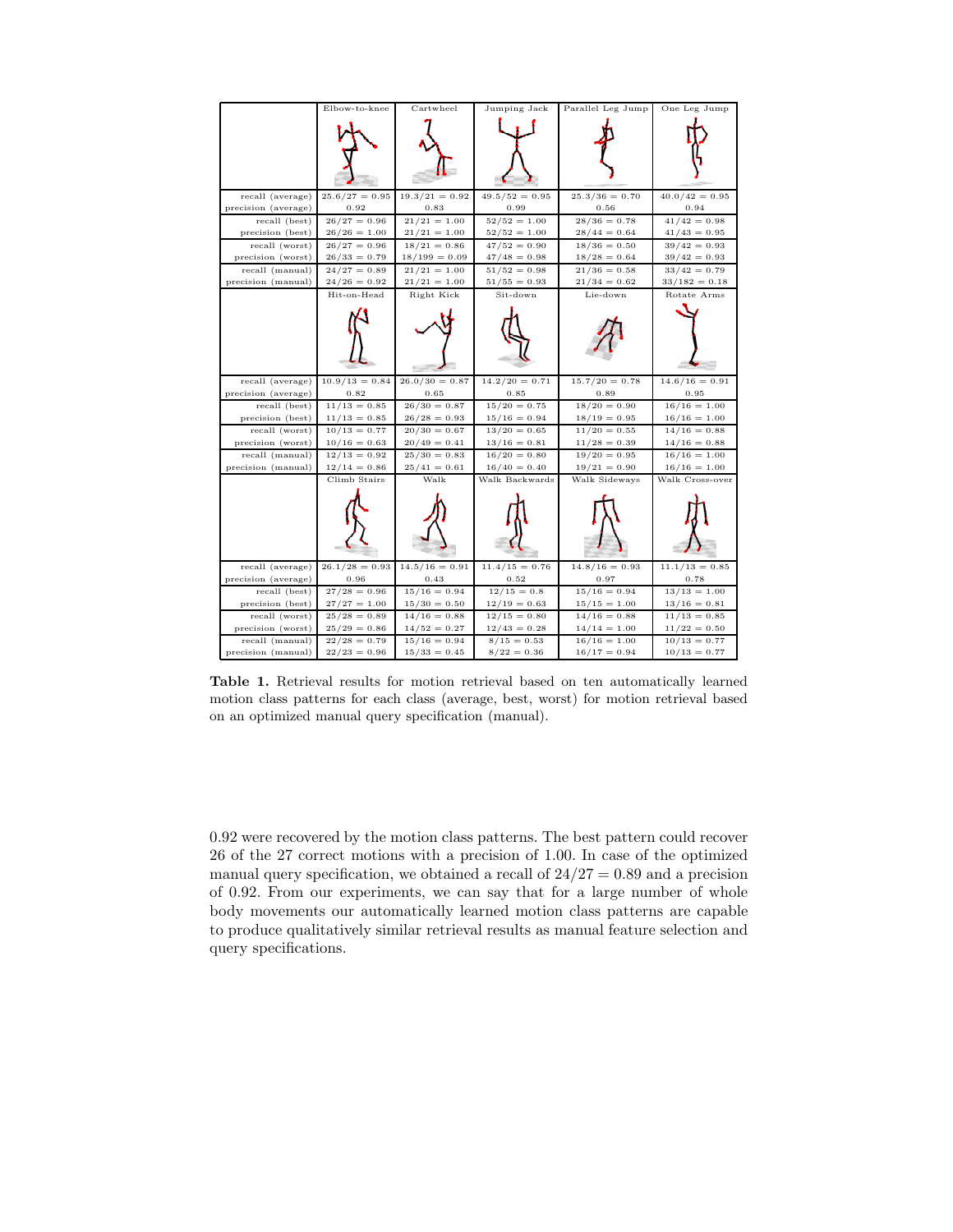| | Elbow-to-knee | Cartwheel | Jumping Jack | Parallel Leg Jump | One Leg Jump |
|---|---|---|---|---|---|
| recall (average) | $25.6/27 = 0.95$ | $19.3/21 = 0.92$ | $49.5/52 = 0.95$ | $25.3/36 = 0.70$ | $40.0/42 = 0.95$ |
| precision (average) | 0.92 | 0.83 | 0.99 | 0.56 | 0.94 |
| recall (best) | $26/27 = 0.96$ | $21/21 = 1.00$ | $52/52 = 1.00$ | $28/36 = 0.78$ | $41/42 = 0.98$ |
| precision (best) | $26/26 = 1.00$ | $21/21 = 1.00$ | $52/52 = 1.00$ | $28/44 = 0.64$ | $41/43 = 0.95$ |
| recall (worst) | $26/27 = 0.96$ | $18/21 = 0.86$ | $47/52 = 0.90$ | $18/36 = 0.50$ | $39/42 = 0.93$ |
| precision (worst) | $26/33 = 0.79$ | $18/199 = 0.09$ | $47/48 = 0.98$ | $18/28 = 0.64$ | $39/42 = 0.93$ |
| recall (manual) | $24/27 = 0.89$ | $21/21 = 1.00$ | $51/52 = 0.98$ | $21/36 = 0.58$ | $33/42 = 0.79$ |
| precision (manual) | $24/26 = 0.92$ | $21/21 = 1.00$ | $51/55 = 0.93$ | $21/34 = 0.62$ | $33/182 = 0.18$ |
| | **Hit-on-Head** | **Right Kick** | **Sit-down** | **Lie-down** | **Rotate Arms** |
| recall (average) | $10.9/13 = 0.84$ | $26.0/30 = 0.87$ | $14.2/20 = 0.71$ | $15.7/20 = 0.78$ | $14.6/16 = 0.91$ |
| precision (average) | 0.82 | 0.65 | 0.85 | 0.89 | 0.95 |
| recall (best) | $11/13 = 0.85$ | $26/30 = 0.87$ | $15/20 = 0.75$ | $18/20 = 0.90$ | $16/16 = 1.00$ |
| precision (best) | $11/13 = 0.85$ | $26/28 = 0.93$ | $15/16 = 0.94$ | $18/19 = 0.95$ | $16/16 = 1.00$ |
| recall (worst) | $10/13 = 0.77$ | $20/30 = 0.67$ | $13/20 = 0.65$ | $11/20 = 0.55$ | $14/16 = 0.88$ |
| precision (worst) | $10/16 = 0.63$ | $20/49 = 0.41$ | $13/16 = 0.81$ | $11/28 = 0.39$ | $14/16 = 0.88$ |
| recall (manual) | $12/13 = 0.92$ | $25/30 = 0.83$ | $16/20 = 0.80$ | $19/20 = 0.95$ | $16/16 = 1.00$ |
| precision (manual) | $12/14 = 0.86$ | $25/41 = 0.61$ | $16/40 = 0.40$ | $19/21 = 0.90$ | $16/16 = 1.00$ |
| | **Climb Stairs** | **Walk** | **Walk Backwards** | **Walk Sideways** | **Walk Cross-over** |
| recall (average) | $26.1/28 = 0.93$ | $14.5/16 = 0.91$ | $11.4/15 = 0.76$ | $14.8/16 = 0.93$ | $11.1/13 = 0.85$ |
| precision (average) | 0.96 | 0.43 | 0.52 | 0.97 | 0.78 |
| recall (best) | $27/28 = 0.96$ | $15/16 = 0.94$ | $12/15 = 0.8$ | $15/16 = 0.94$ | $13/13 = 1.00$ |
| precision (best) | $27/27 = 1.00$ | $15/30 = 0.50$ | $12/19 = 0.63$ | $15/15 = 1.00$ | $13/16 = 0.81$ |
| recall (worst) | $25/28 = 0.89$ | $14/16 = 0.88$ | $12/15 = 0.80$ | $14/16 = 0.88$ | $11/13 = 0.85$ |
| precision (worst) | $25/29 = 0.86$ | $14/52 = 0.27$ | $12/43 = 0.28$ | $14/14 = 1.00$ | $11/22 = 0.50$ |
| recall (manual) | $22/28 = 0.79$ | $15/16 = 0.94$ | $8/15 = 0.53$ | $16/16 = 1.00$ | $10/13 = 0.77$ |
| precision (manual) | $22/23 = 0.96$ | $15/33 = 0.45$ | $8/22 = 0.36$ | $16/17 = 0.94$ | $10/13 = 0.77$ |

**Table 1.** Retrieval results for motion retrieval based on ten automatically learned motion class patterns for each class (average, best, worst) for motion retrieval based on an optimized manual query specification (manual).

0.92 were recovered by the motion class patterns. The best pattern could recover 26 of the 27 correct motions with a precision of 1.00. In case of the optimized manual query specification, we obtained a recall of $24/27 = 0.89$ and a precision of 0.92. From our experiments, we can say that for a large number of whole body movements our automatically learned motion class patterns are capable to produce qualitatively similar retrieval results as manual feature selection and query specifications.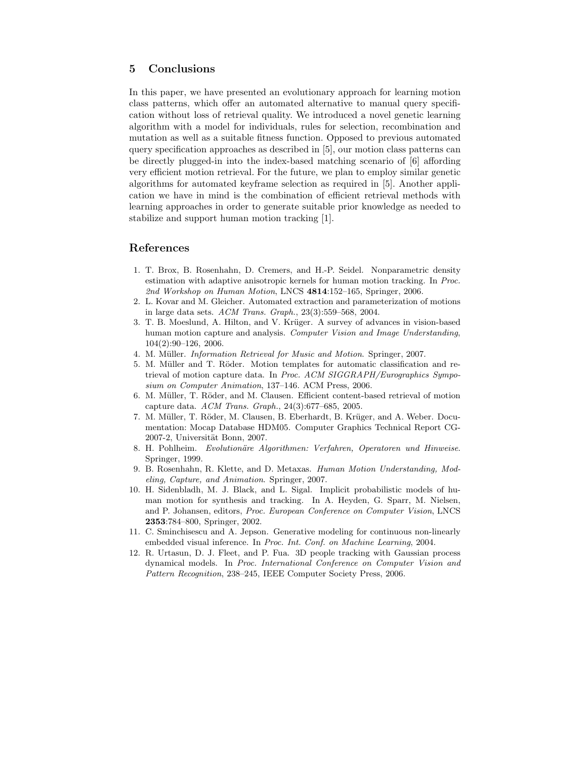## 5 Conclusions

In this paper, we have presented an evolutionary approach for learning motion class patterns, which offer an automated alternative to manual query specification without loss of retrieval quality. We introduced a novel genetic learning algorithm with a model for individuals, rules for selection, recombination and mutation as well as a suitable fitness function. Opposed to previous automated query specification approaches as described in [5], our motion class patterns can be directly plugged-in into the index-based matching scenario of [6] affording very efficient motion retrieval. For the future, we plan to employ similar genetic algorithms for automated keyframe selection as required in [5]. Another application we have in mind is the combination of efficient retrieval methods with learning approaches in order to generate suitable prior knowledge as needed to stabilize and support human motion tracking [1].

## References

1. T. Brox, B. Rosenhahn, D. Cremers, and H.-P. Seidel. Nonparametric density estimation with adaptive anisotropic kernels for human motion tracking. In *Proc. 2nd Workshop on Human Motion*, LNCS **4814**:152–165, Springer, 2006.
2. L. Kovar and M. Gleicher. Automated extraction and parameterization of motions in large data sets. *ACM Trans. Graph.*, 23(3):559–568, 2004.
3. T. B. Moeslund, A. Hilton, and V. Krüger. A survey of advances in vision-based human motion capture and analysis. *Computer Vision and Image Understanding*, 104(2):90–126, 2006.
4. M. Müller. *Information Retrieval for Music and Motion*. Springer, 2007.
5. M. Müller and T. Röder. Motion templates for automatic classification and retrieval of motion capture data. In *Proc. ACM SIGGRAPH/Eurographics Symposium on Computer Animation*, 137–146. ACM Press, 2006.
6. M. Müller, T. Röder, and M. Clausen. Efficient content-based retrieval of motion capture data. *ACM Trans. Graph.*, 24(3):677–685, 2005.
7. M. Müller, T. Röder, M. Clausen, B. Eberhardt, B. Krüger, and A. Weber. Documentation: Mocap Database HDM05. Computer Graphics Technical Report CG-2007-2, Universität Bonn, 2007.
8. H. Pohlheim. *Evolutionäre Algorithmen: Verfahren, Operatoren und Hinweise*. Springer, 1999.
9. B. Rosenhahn, R. Klette, and D. Metaxas. *Human Motion Understanding, Modeling, Capture, and Animation*. Springer, 2007.
10. H. Sidenbladh, M. J. Black, and L. Sigal. Implicit probabilistic models of human motion for synthesis and tracking. In A. Heyden, G. Sparr, M. Nielsen, and P. Johansen, editors, *Proc. European Conference on Computer Vision*, LNCS **2353**:784–800, Springer, 2002.
11. C. Sminchisescu and A. Jepson. Generative modeling for continuous non-linearly embedded visual inference. In *Proc. Int. Conf. on Machine Learning*, 2004.
12. R. Urtasun, D. J. Fleet, and P. Fua. 3D people tracking with Gaussian process dynamical models. In *Proc. International Conference on Computer Vision and Pattern Recognition*, 238–245, IEEE Computer Society Press, 2006.